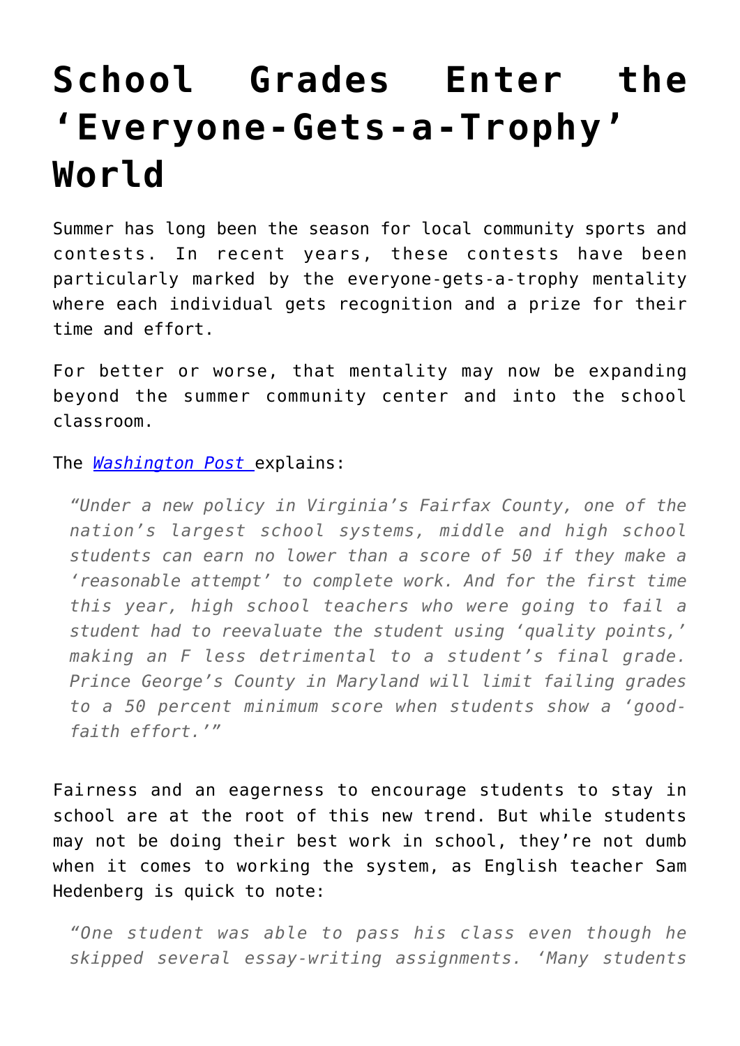# School Grades Enter the 'Everyone-Gets-a-Trophy' World

Summer has long been the season for local community sports and contests. In recent years, these contests have been particularly marked by the everyone-gets-a-trophy mentality where each individual gets recognition and a prize for their time and effort.

For better or worse, that mentality may now be expanding beyond the summer community center and into the school classroom.

The [*Washington Post*]() explains:

> *"Under a new policy in Virginia's Fairfax County, one of the nation's largest school systems, middle and high school students can earn no lower than a score of 50 if they make a 'reasonable attempt' to complete work. And for the first time this year, high school teachers who were going to fail a student had to reevaluate the student using 'quality points,' making an F less detrimental to a student's final grade. Prince George's County in Maryland will limit failing grades to a 50 percent minimum score when students show a 'good-faith effort.'"*

Fairness and an eagerness to encourage students to stay in school are at the root of this new trend. But while students may not be doing their best work in school, they're not dumb when it comes to working the system, as English teacher Sam Hedenberg is quick to note:

> *"One student was able to pass his class even though he skipped several essay-writing assignments. 'Many students*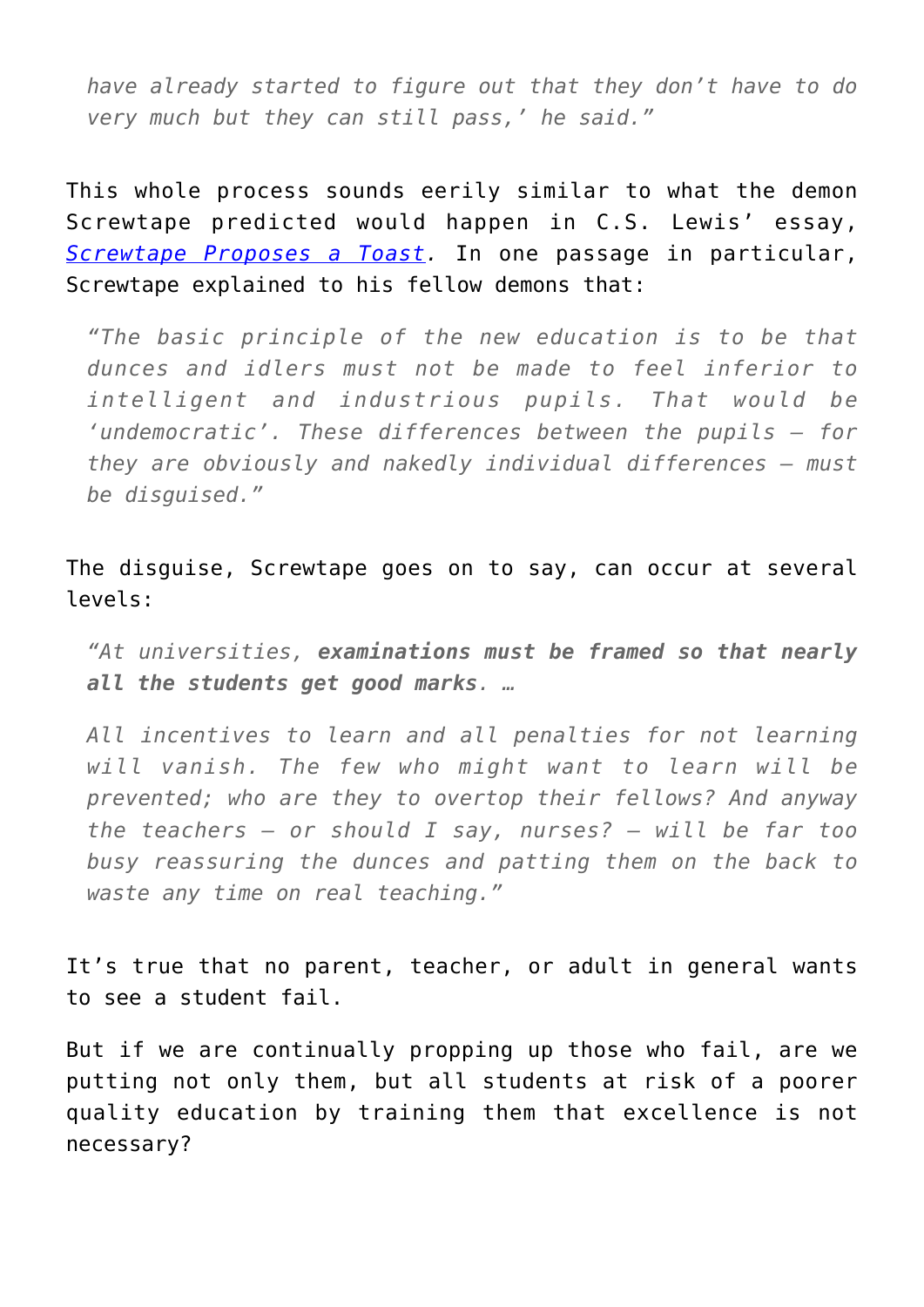> *have already started to figure out that they don't have to do very much but they can still pass,' he said."*

This whole process sounds eerily similar to what the demon Screwtape predicted would happen in C.S. Lewis' essay, [*Screwtape Proposes a Toast*](). In one passage in particular, Screwtape explained to his fellow demons that:

> *"The basic principle of the new education is to be that dunces and idlers must not be made to feel inferior to intelligent and industrious pupils. That would be 'undemocratic'. These differences between the pupils – for they are obviously and nakedly individual differences – must be disguised."*

The disguise, Screwtape goes on to say, can occur at several levels:

> *"At universities, **examinations must be framed so that nearly all the students get good marks**. …*
>
> *All incentives to learn and all penalties for not learning will vanish. The few who might want to learn will be prevented; who are they to overtop their fellows? And anyway the teachers – or should I say, nurses? – will be far too busy reassuring the dunces and patting them on the back to waste any time on real teaching."*

It's true that no parent, teacher, or adult in general wants to see a student fail.

But if we are continually propping up those who fail, are we putting not only them, but all students at risk of a poorer quality education by training them that excellence is not necessary?